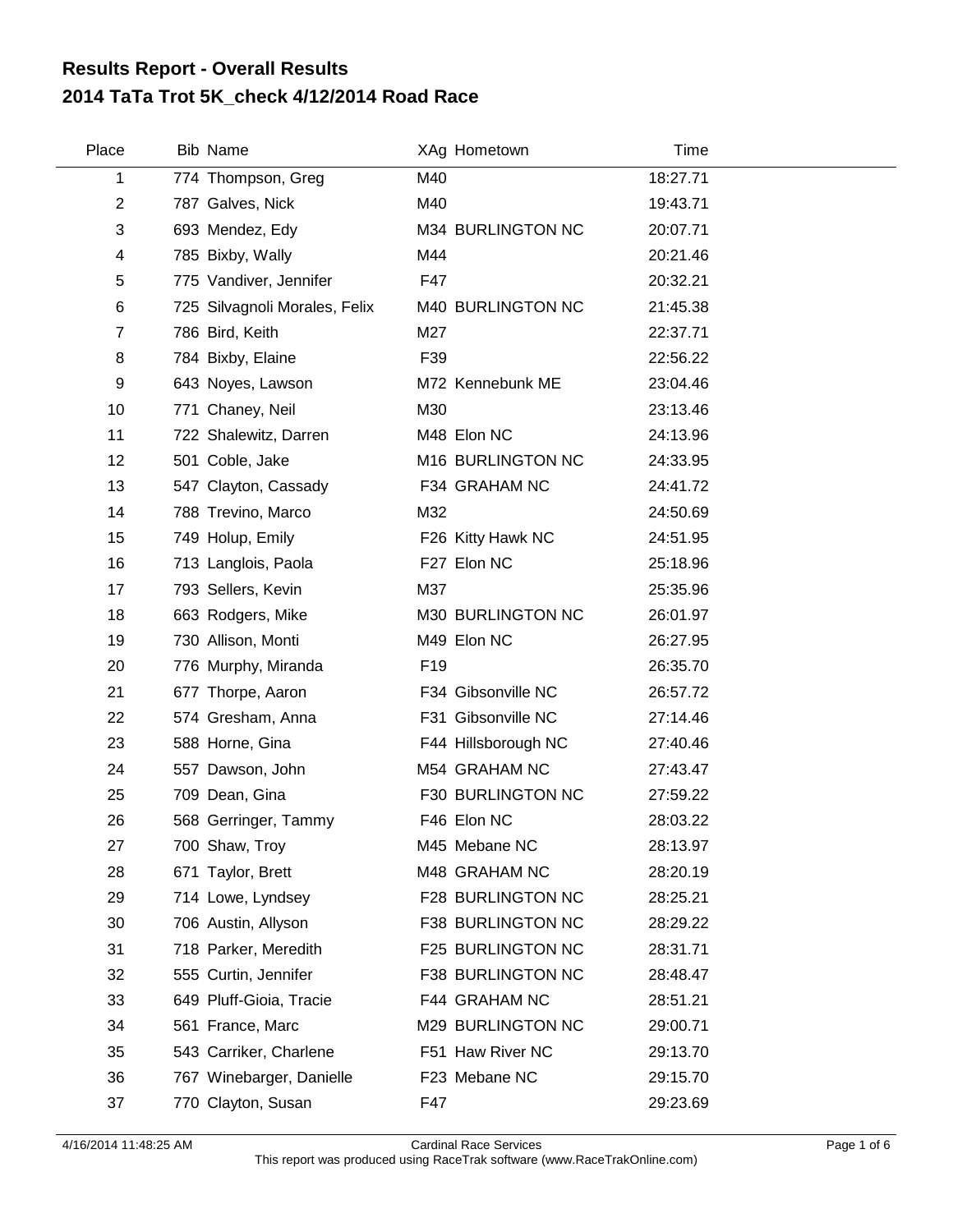## Results Report - Overall Results
## 2014 TaTa Trot 5K_check 4/12/2014 Road Race

| Place | Bib | Name | XAg | Hometown | Time |
|---|---|---|---|---|---|
| 1 | 774 | Thompson, Greg | M40 | | 18:27.71 |
| 2 | 787 | Galves, Nick | M40 | | 19:43.71 |
| 3 | 693 | Mendez, Edy | M34 | BURLINGTON NC | 20:07.71 |
| 4 | 785 | Bixby, Wally | M44 | | 20:21.46 |
| 5 | 775 | Vandiver, Jennifer | F47 | | 20:32.21 |
| 6 | 725 | Silvagnoli Morales, Felix | M40 | BURLINGTON NC | 21:45.38 |
| 7 | 786 | Bird, Keith | M27 | | 22:37.71 |
| 8 | 784 | Bixby, Elaine | F39 | | 22:56.22 |
| 9 | 643 | Noyes, Lawson | M72 | Kennebunk ME | 23:04.46 |
| 10 | 771 | Chaney, Neil | M30 | | 23:13.46 |
| 11 | 722 | Shalewitz, Darren | M48 | Elon NC | 24:13.96 |
| 12 | 501 | Coble, Jake | M16 | BURLINGTON NC | 24:33.95 |
| 13 | 547 | Clayton, Cassady | F34 | GRAHAM NC | 24:41.72 |
| 14 | 788 | Trevino, Marco | M32 | | 24:50.69 |
| 15 | 749 | Holup, Emily | F26 | Kitty Hawk NC | 24:51.95 |
| 16 | 713 | Langlois, Paola | F27 | Elon NC | 25:18.96 |
| 17 | 793 | Sellers, Kevin | M37 | | 25:35.96 |
| 18 | 663 | Rodgers, Mike | M30 | BURLINGTON NC | 26:01.97 |
| 19 | 730 | Allison, Monti | M49 | Elon NC | 26:27.95 |
| 20 | 776 | Murphy, Miranda | F19 | | 26:35.70 |
| 21 | 677 | Thorpe, Aaron | F34 | Gibsonville NC | 26:57.72 |
| 22 | 574 | Gresham, Anna | F31 | Gibsonville NC | 27:14.46 |
| 23 | 588 | Horne, Gina | F44 | Hillsborough NC | 27:40.46 |
| 24 | 557 | Dawson, John | M54 | GRAHAM NC | 27:43.47 |
| 25 | 709 | Dean, Gina | F30 | BURLINGTON NC | 27:59.22 |
| 26 | 568 | Gerringer, Tammy | F46 | Elon NC | 28:03.22 |
| 27 | 700 | Shaw, Troy | M45 | Mebane NC | 28:13.97 |
| 28 | 671 | Taylor, Brett | M48 | GRAHAM NC | 28:20.19 |
| 29 | 714 | Lowe, Lyndsey | F28 | BURLINGTON NC | 28:25.21 |
| 30 | 706 | Austin, Allyson | F38 | BURLINGTON NC | 28:29.22 |
| 31 | 718 | Parker, Meredith | F25 | BURLINGTON NC | 28:31.71 |
| 32 | 555 | Curtin, Jennifer | F38 | BURLINGTON NC | 28:48.47 |
| 33 | 649 | Pluff-Gioia, Tracie | F44 | GRAHAM NC | 28:51.21 |
| 34 | 561 | France, Marc | M29 | BURLINGTON NC | 29:00.71 |
| 35 | 543 | Carriker, Charlene | F51 | Haw River NC | 29:13.70 |
| 36 | 767 | Winebarger, Danielle | F23 | Mebane NC | 29:15.70 |
| 37 | 770 | Clayton, Susan | F47 | | 29:23.69 |

4/16/2014 11:48:25 AM Cardinal Race Services
This report was produced using RaceTrak software (www.RaceTrakOnline.com)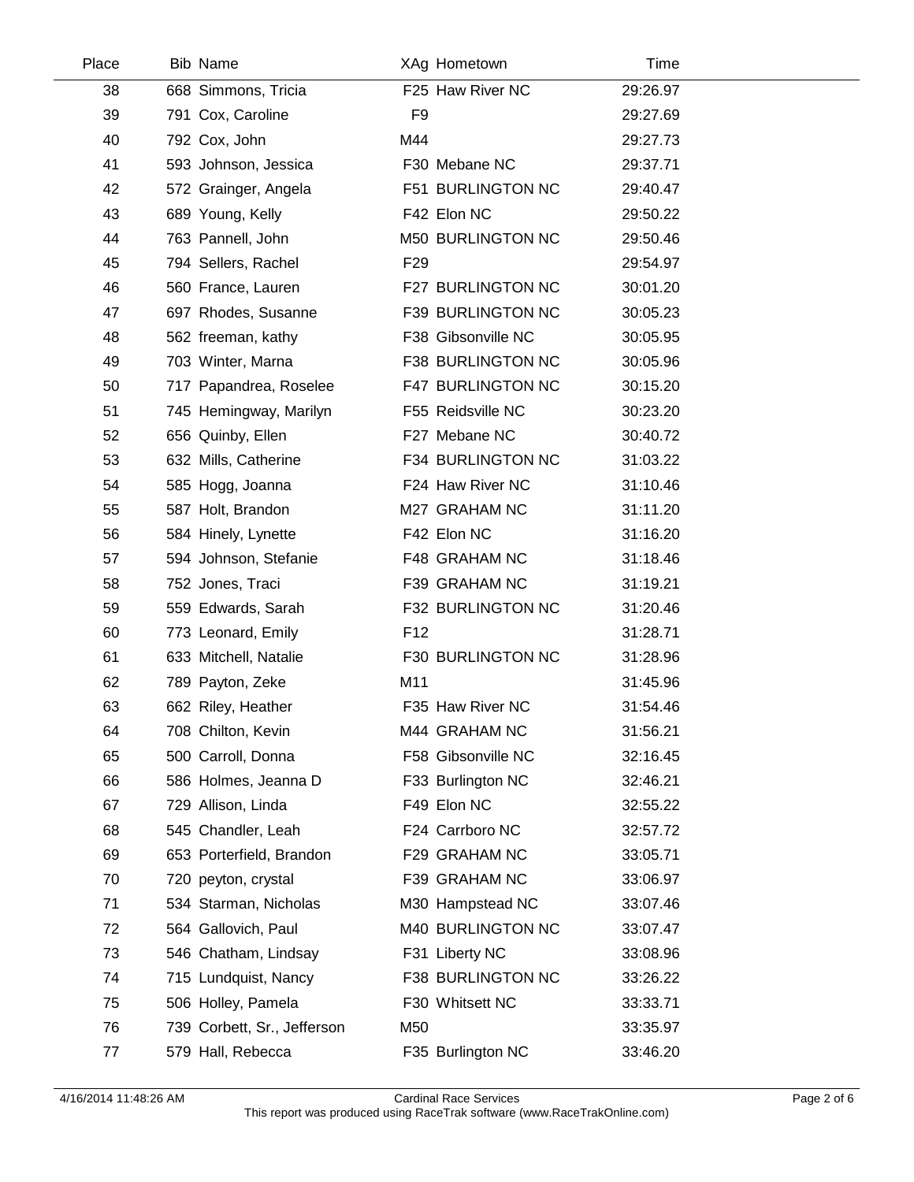| Place | Bib | Name | XAg | Hometown | Time |
|---|---|---|---|---|---|
| 38 | 668 | Simmons, Tricia | F25 | Haw River NC | 29:26.97 |
| 39 | 791 | Cox, Caroline | F9 | | 29:27.69 |
| 40 | 792 | Cox, John | M44 | | 29:27.73 |
| 41 | 593 | Johnson, Jessica | F30 | Mebane NC | 29:37.71 |
| 42 | 572 | Grainger, Angela | F51 | BURLINGTON NC | 29:40.47 |
| 43 | 689 | Young, Kelly | F42 | Elon NC | 29:50.22 |
| 44 | 763 | Pannell, John | M50 | BURLINGTON NC | 29:50.46 |
| 45 | 794 | Sellers, Rachel | F29 | | 29:54.97 |
| 46 | 560 | France, Lauren | F27 | BURLINGTON NC | 30:01.20 |
| 47 | 697 | Rhodes, Susanne | F39 | BURLINGTON NC | 30:05.23 |
| 48 | 562 | freeman, kathy | F38 | Gibsonville NC | 30:05.95 |
| 49 | 703 | Winter, Marna | F38 | BURLINGTON NC | 30:05.96 |
| 50 | 717 | Papandrea, Roselee | F47 | BURLINGTON NC | 30:15.20 |
| 51 | 745 | Hemingway, Marilyn | F55 | Reidsville NC | 30:23.20 |
| 52 | 656 | Quinby, Ellen | F27 | Mebane NC | 30:40.72 |
| 53 | 632 | Mills, Catherine | F34 | BURLINGTON NC | 31:03.22 |
| 54 | 585 | Hogg, Joanna | F24 | Haw River NC | 31:10.46 |
| 55 | 587 | Holt, Brandon | M27 | GRAHAM NC | 31:11.20 |
| 56 | 584 | Hinely, Lynette | F42 | Elon NC | 31:16.20 |
| 57 | 594 | Johnson, Stefanie | F48 | GRAHAM NC | 31:18.46 |
| 58 | 752 | Jones, Traci | F39 | GRAHAM NC | 31:19.21 |
| 59 | 559 | Edwards, Sarah | F32 | BURLINGTON NC | 31:20.46 |
| 60 | 773 | Leonard, Emily | F12 | | 31:28.71 |
| 61 | 633 | Mitchell, Natalie | F30 | BURLINGTON NC | 31:28.96 |
| 62 | 789 | Payton, Zeke | M11 | | 31:45.96 |
| 63 | 662 | Riley, Heather | F35 | Haw River NC | 31:54.46 |
| 64 | 708 | Chilton, Kevin | M44 | GRAHAM NC | 31:56.21 |
| 65 | 500 | Carroll, Donna | F58 | Gibsonville NC | 32:16.45 |
| 66 | 586 | Holmes, Jeanna D | F33 | Burlington NC | 32:46.21 |
| 67 | 729 | Allison, Linda | F49 | Elon NC | 32:55.22 |
| 68 | 545 | Chandler, Leah | F24 | Carrboro NC | 32:57.72 |
| 69 | 653 | Porterfield, Brandon | F29 | GRAHAM NC | 33:05.71 |
| 70 | 720 | peyton, crystal | F39 | GRAHAM NC | 33:06.97 |
| 71 | 534 | Starman, Nicholas | M30 | Hampstead NC | 33:07.46 |
| 72 | 564 | Gallovich, Paul | M40 | BURLINGTON NC | 33:07.47 |
| 73 | 546 | Chatham, Lindsay | F31 | Liberty NC | 33:08.96 |
| 74 | 715 | Lundquist, Nancy | F38 | BURLINGTON NC | 33:26.22 |
| 75 | 506 | Holley, Pamela | F30 | Whitsett NC | 33:33.71 |
| 76 | 739 | Corbett, Sr., Jefferson | M50 | | 33:35.97 |
| 77 | 579 | Hall, Rebecca | F35 | Burlington NC | 33:46.20 |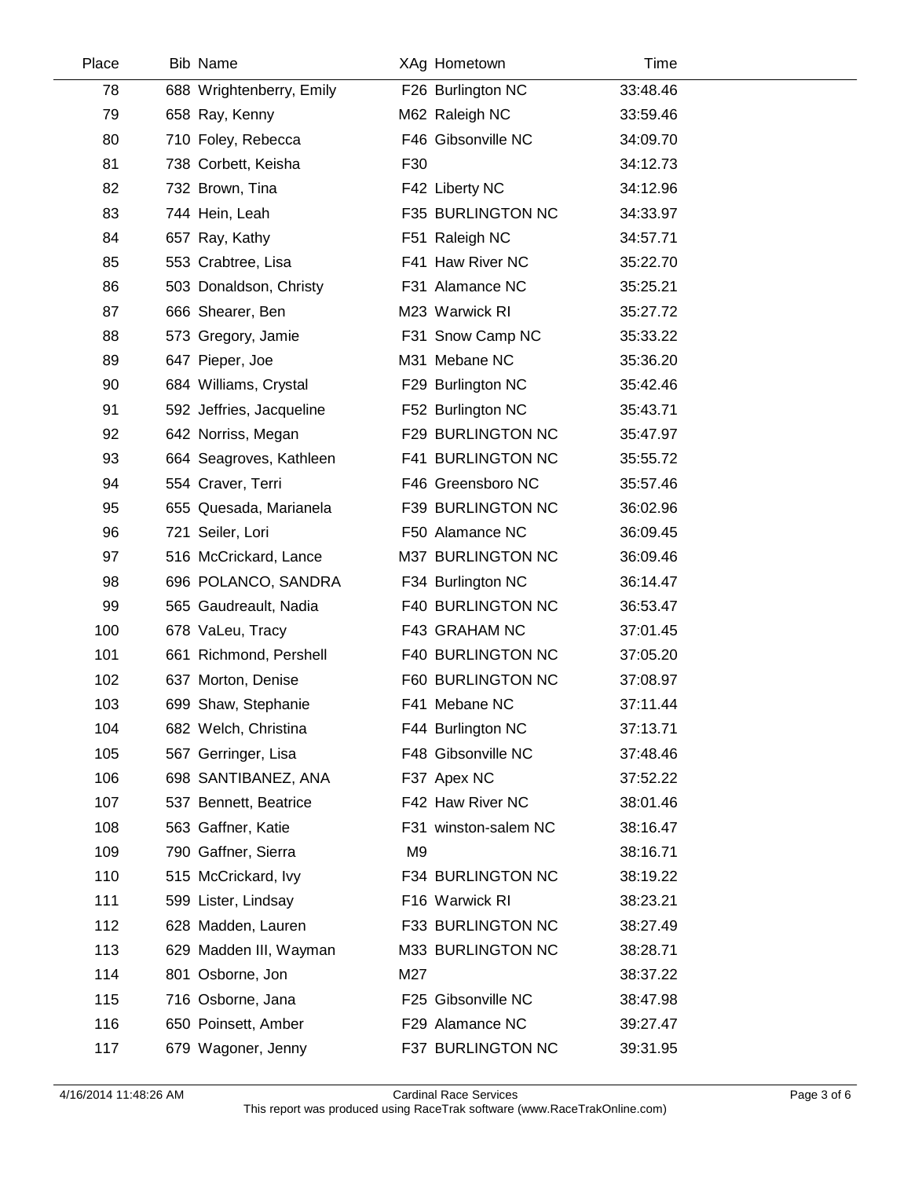| Place | Bib | Name | XAg | Hometown | Time |
|---|---|---|---|---|---|
| 78 | 688 | Wrightenberry, Emily | F26 | Burlington NC | 33:48.46 |
| 79 | 658 | Ray, Kenny | M62 | Raleigh NC | 33:59.46 |
| 80 | 710 | Foley, Rebecca | F46 | Gibsonville NC | 34:09.70 |
| 81 | 738 | Corbett, Keisha | F30 | | 34:12.73 |
| 82 | 732 | Brown, Tina | F42 | Liberty NC | 34:12.96 |
| 83 | 744 | Hein, Leah | F35 | BURLINGTON NC | 34:33.97 |
| 84 | 657 | Ray, Kathy | F51 | Raleigh NC | 34:57.71 |
| 85 | 553 | Crabtree, Lisa | F41 | Haw River NC | 35:22.70 |
| 86 | 503 | Donaldson, Christy | F31 | Alamance NC | 35:25.21 |
| 87 | 666 | Shearer, Ben | M23 | Warwick RI | 35:27.72 |
| 88 | 573 | Gregory, Jamie | F31 | Snow Camp NC | 35:33.22 |
| 89 | 647 | Pieper, Joe | M31 | Mebane NC | 35:36.20 |
| 90 | 684 | Williams, Crystal | F29 | Burlington NC | 35:42.46 |
| 91 | 592 | Jeffries, Jacqueline | F52 | Burlington NC | 35:43.71 |
| 92 | 642 | Norriss, Megan | F29 | BURLINGTON NC | 35:47.97 |
| 93 | 664 | Seagroves, Kathleen | F41 | BURLINGTON NC | 35:55.72 |
| 94 | 554 | Craver, Terri | F46 | Greensboro NC | 35:57.46 |
| 95 | 655 | Quesada, Marianela | F39 | BURLINGTON NC | 36:02.96 |
| 96 | 721 | Seiler, Lori | F50 | Alamance NC | 36:09.45 |
| 97 | 516 | McCrickard, Lance | M37 | BURLINGTON NC | 36:09.46 |
| 98 | 696 | POLANCO, SANDRA | F34 | Burlington NC | 36:14.47 |
| 99 | 565 | Gaudreault, Nadia | F40 | BURLINGTON NC | 36:53.47 |
| 100 | 678 | VaLeu, Tracy | F43 | GRAHAM NC | 37:01.45 |
| 101 | 661 | Richmond, Pershell | F40 | BURLINGTON NC | 37:05.20 |
| 102 | 637 | Morton, Denise | F60 | BURLINGTON NC | 37:08.97 |
| 103 | 699 | Shaw, Stephanie | F41 | Mebane NC | 37:11.44 |
| 104 | 682 | Welch, Christina | F44 | Burlington NC | 37:13.71 |
| 105 | 567 | Gerringer, Lisa | F48 | Gibsonville NC | 37:48.46 |
| 106 | 698 | SANTIBANEZ, ANA | F37 | Apex NC | 37:52.22 |
| 107 | 537 | Bennett, Beatrice | F42 | Haw River NC | 38:01.46 |
| 108 | 563 | Gaffner, Katie | F31 | winston-salem NC | 38:16.47 |
| 109 | 790 | Gaffner, Sierra | M9 | | 38:16.71 |
| 110 | 515 | McCrickard, Ivy | F34 | BURLINGTON NC | 38:19.22 |
| 111 | 599 | Lister, Lindsay | F16 | Warwick RI | 38:23.21 |
| 112 | 628 | Madden, Lauren | F33 | BURLINGTON NC | 38:27.49 |
| 113 | 629 | Madden III, Wayman | M33 | BURLINGTON NC | 38:28.71 |
| 114 | 801 | Osborne, Jon | M27 | | 38:37.22 |
| 115 | 716 | Osborne, Jana | F25 | Gibsonville NC | 38:47.98 |
| 116 | 650 | Poinsett, Amber | F29 | Alamance NC | 39:27.47 |
| 117 | 679 | Wagoner, Jenny | F37 | BURLINGTON NC | 39:31.95 |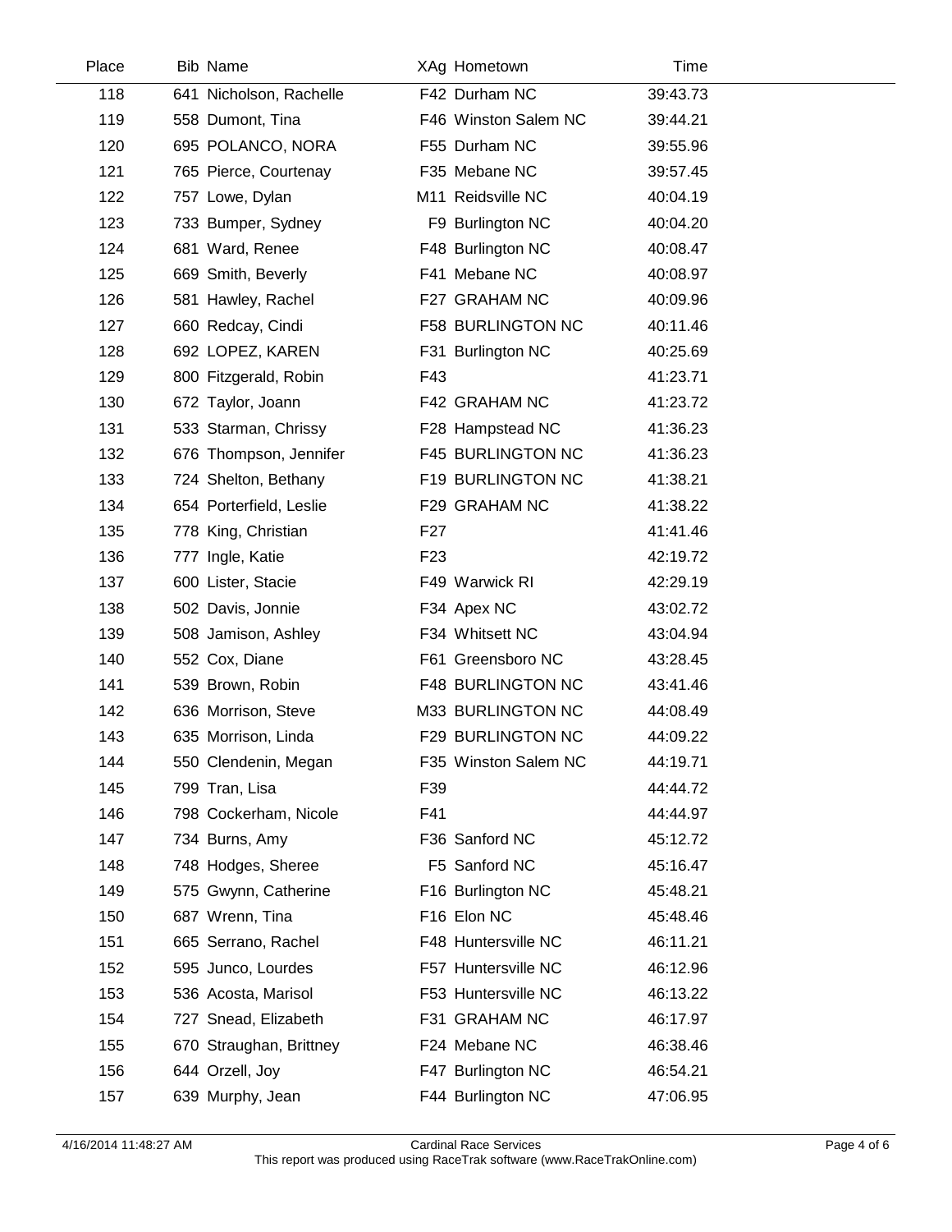| Place | Bib | Name | XAg | Hometown | Time |
|---|---|---|---|---|---|
| 118 | 641 | Nicholson, Rachelle | F42 | Durham NC | 39:43.73 |
| 119 | 558 | Dumont, Tina | F46 | Winston Salem NC | 39:44.21 |
| 120 | 695 | POLANCO, NORA | F55 | Durham NC | 39:55.96 |
| 121 | 765 | Pierce, Courtenay | F35 | Mebane NC | 39:57.45 |
| 122 | 757 | Lowe, Dylan | M11 | Reidsville NC | 40:04.19 |
| 123 | 733 | Bumper, Sydney | F9 | Burlington NC | 40:04.20 |
| 124 | 681 | Ward, Renee | F48 | Burlington NC | 40:08.47 |
| 125 | 669 | Smith, Beverly | F41 | Mebane NC | 40:08.97 |
| 126 | 581 | Hawley, Rachel | F27 | GRAHAM NC | 40:09.96 |
| 127 | 660 | Redcay, Cindi | F58 | BURLINGTON NC | 40:11.46 |
| 128 | 692 | LOPEZ, KAREN | F31 | Burlington NC | 40:25.69 |
| 129 | 800 | Fitzgerald, Robin | F43 | | 41:23.71 |
| 130 | 672 | Taylor, Joann | F42 | GRAHAM NC | 41:23.72 |
| 131 | 533 | Starman, Chrissy | F28 | Hampstead NC | 41:36.23 |
| 132 | 676 | Thompson, Jennifer | F45 | BURLINGTON NC | 41:36.23 |
| 133 | 724 | Shelton, Bethany | F19 | BURLINGTON NC | 41:38.21 |
| 134 | 654 | Porterfield, Leslie | F29 | GRAHAM NC | 41:38.22 |
| 135 | 778 | King, Christian | F27 | | 41:41.46 |
| 136 | 777 | Ingle, Katie | F23 | | 42:19.72 |
| 137 | 600 | Lister, Stacie | F49 | Warwick RI | 42:29.19 |
| 138 | 502 | Davis, Jonnie | F34 | Apex NC | 43:02.72 |
| 139 | 508 | Jamison, Ashley | F34 | Whitsett NC | 43:04.94 |
| 140 | 552 | Cox, Diane | F61 | Greensboro NC | 43:28.45 |
| 141 | 539 | Brown, Robin | F48 | BURLINGTON NC | 43:41.46 |
| 142 | 636 | Morrison, Steve | M33 | BURLINGTON NC | 44:08.49 |
| 143 | 635 | Morrison, Linda | F29 | BURLINGTON NC | 44:09.22 |
| 144 | 550 | Clendenin, Megan | F35 | Winston Salem NC | 44:19.71 |
| 145 | 799 | Tran, Lisa | F39 | | 44:44.72 |
| 146 | 798 | Cockerham, Nicole | F41 | | 44:44.97 |
| 147 | 734 | Burns, Amy | F36 | Sanford NC | 45:12.72 |
| 148 | 748 | Hodges, Sheree | F5 | Sanford NC | 45:16.47 |
| 149 | 575 | Gwynn, Catherine | F16 | Burlington NC | 45:48.21 |
| 150 | 687 | Wrenn, Tina | F16 | Elon NC | 45:48.46 |
| 151 | 665 | Serrano, Rachel | F48 | Huntersville NC | 46:11.21 |
| 152 | 595 | Junco, Lourdes | F57 | Huntersville NC | 46:12.96 |
| 153 | 536 | Acosta, Marisol | F53 | Huntersville NC | 46:13.22 |
| 154 | 727 | Snead, Elizabeth | F31 | GRAHAM NC | 46:17.97 |
| 155 | 670 | Straughan, Brittney | F24 | Mebane NC | 46:38.46 |
| 156 | 644 | Orzell, Joy | F47 | Burlington NC | 46:54.21 |
| 157 | 639 | Murphy, Jean | F44 | Burlington NC | 47:06.95 |

4/16/2014 11:48:27 AM — Cardinal Race Services
This report was produced using RaceTrak software (www.RaceTrakOnline.com)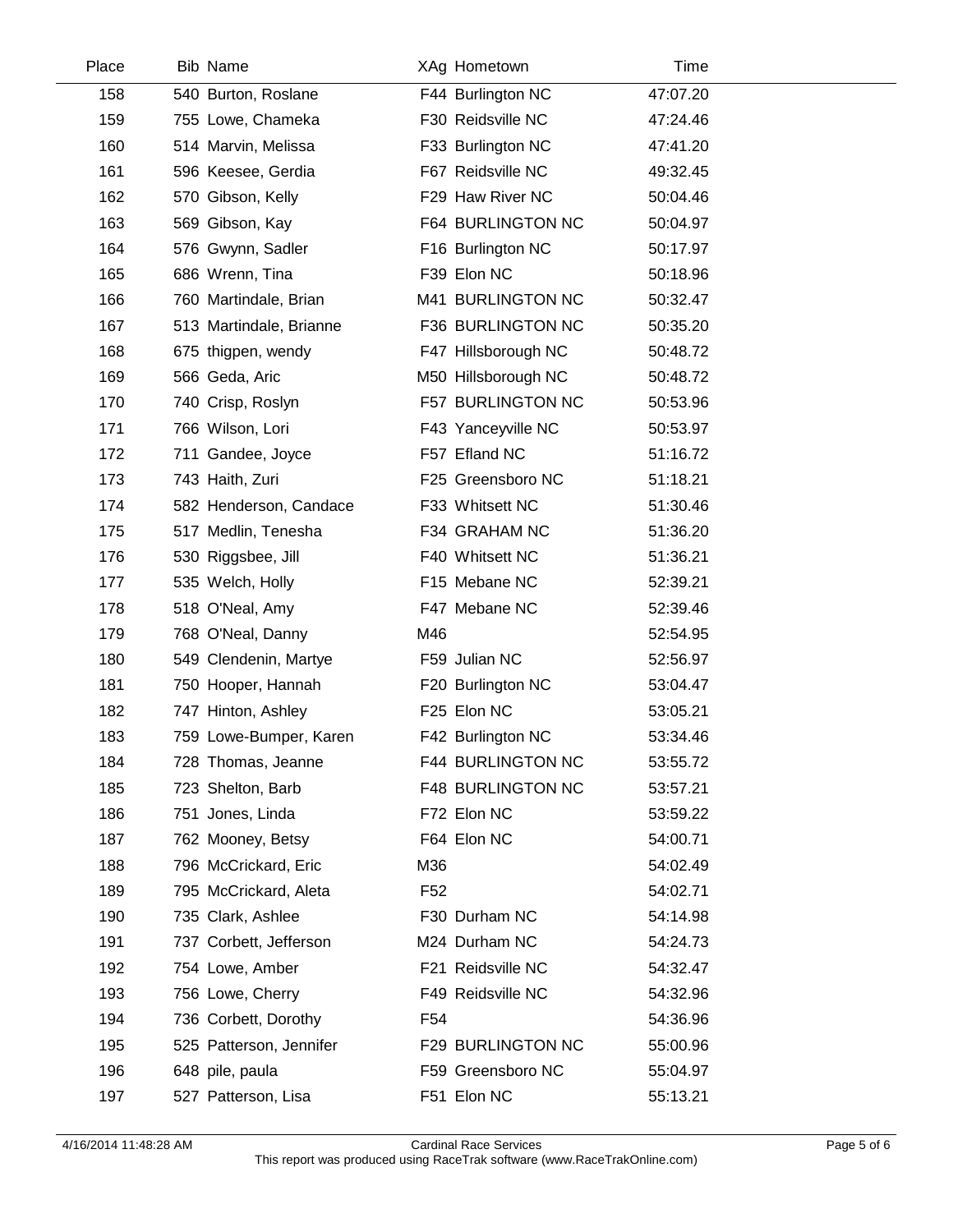| Place | Bib | Name | XAg | Hometown | Time |
|---|---|---|---|---|---|
| 158 | 540 | Burton, Roslane | F44 | Burlington NC | 47:07.20 |
| 159 | 755 | Lowe, Chameka | F30 | Reidsville NC | 47:24.46 |
| 160 | 514 | Marvin, Melissa | F33 | Burlington NC | 47:41.20 |
| 161 | 596 | Keesee, Gerdia | F67 | Reidsville NC | 49:32.45 |
| 162 | 570 | Gibson, Kelly | F29 | Haw River NC | 50:04.46 |
| 163 | 569 | Gibson, Kay | F64 | BURLINGTON NC | 50:04.97 |
| 164 | 576 | Gwynn, Sadler | F16 | Burlington NC | 50:17.97 |
| 165 | 686 | Wrenn, Tina | F39 | Elon NC | 50:18.96 |
| 166 | 760 | Martindale, Brian | M41 | BURLINGTON NC | 50:32.47 |
| 167 | 513 | Martindale, Brianne | F36 | BURLINGTON NC | 50:35.20 |
| 168 | 675 | thigpen, wendy | F47 | Hillsborough NC | 50:48.72 |
| 169 | 566 | Geda, Aric | M50 | Hillsborough NC | 50:48.72 |
| 170 | 740 | Crisp, Roslyn | F57 | BURLINGTON NC | 50:53.96 |
| 171 | 766 | Wilson, Lori | F43 | Yanceyville NC | 50:53.97 |
| 172 | 711 | Gandee, Joyce | F57 | Efland NC | 51:16.72 |
| 173 | 743 | Haith, Zuri | F25 | Greensboro NC | 51:18.21 |
| 174 | 582 | Henderson, Candace | F33 | Whitsett NC | 51:30.46 |
| 175 | 517 | Medlin, Tenesha | F34 | GRAHAM NC | 51:36.20 |
| 176 | 530 | Riggsbee, Jill | F40 | Whitsett NC | 51:36.21 |
| 177 | 535 | Welch, Holly | F15 | Mebane NC | 52:39.21 |
| 178 | 518 | O'Neal, Amy | F47 | Mebane NC | 52:39.46 |
| 179 | 768 | O'Neal, Danny | M46 | | 52:54.95 |
| 180 | 549 | Clendenin, Martye | F59 | Julian NC | 52:56.97 |
| 181 | 750 | Hooper, Hannah | F20 | Burlington NC | 53:04.47 |
| 182 | 747 | Hinton, Ashley | F25 | Elon NC | 53:05.21 |
| 183 | 759 | Lowe-Bumper, Karen | F42 | Burlington NC | 53:34.46 |
| 184 | 728 | Thomas, Jeanne | F44 | BURLINGTON NC | 53:55.72 |
| 185 | 723 | Shelton, Barb | F48 | BURLINGTON NC | 53:57.21 |
| 186 | 751 | Jones, Linda | F72 | Elon NC | 53:59.22 |
| 187 | 762 | Mooney, Betsy | F64 | Elon NC | 54:00.71 |
| 188 | 796 | McCrickard, Eric | M36 | | 54:02.49 |
| 189 | 795 | McCrickard, Aleta | F52 | | 54:02.71 |
| 190 | 735 | Clark, Ashlee | F30 | Durham NC | 54:14.98 |
| 191 | 737 | Corbett, Jefferson | M24 | Durham NC | 54:24.73 |
| 192 | 754 | Lowe, Amber | F21 | Reidsville NC | 54:32.47 |
| 193 | 756 | Lowe, Cherry | F49 | Reidsville NC | 54:32.96 |
| 194 | 736 | Corbett, Dorothy | F54 | | 54:36.96 |
| 195 | 525 | Patterson, Jennifer | F29 | BURLINGTON NC | 55:00.96 |
| 196 | 648 | pile, paula | F59 | Greensboro NC | 55:04.97 |
| 197 | 527 | Patterson, Lisa | F51 | Elon NC | 55:13.21 |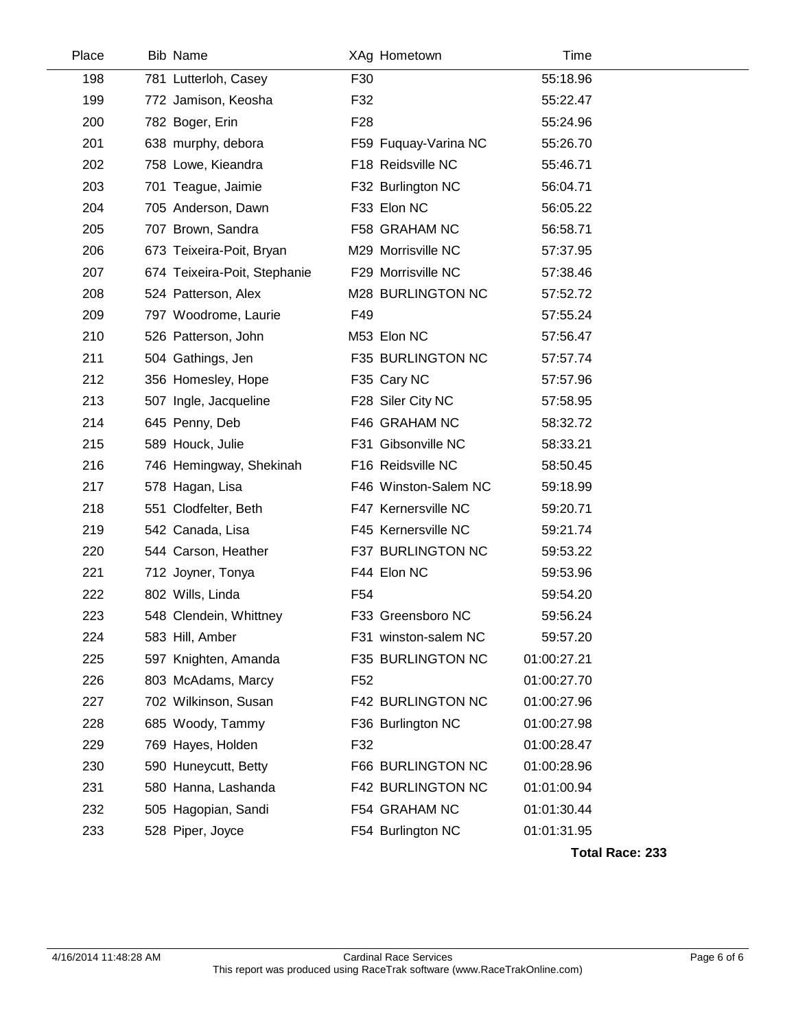| Place | Bib | Name | XAg | Hometown | Time |
|---|---|---|---|---|---|
| 198 | 781 | Lutterloh, Casey | F30 | | 55:18.96 |
| 199 | 772 | Jamison, Keosha | F32 | | 55:22.47 |
| 200 | 782 | Boger, Erin | F28 | | 55:24.96 |
| 201 | 638 | murphy, debora | F59 | Fuquay-Varina NC | 55:26.70 |
| 202 | 758 | Lowe, Kieandra | F18 | Reidsville NC | 55:46.71 |
| 203 | 701 | Teague, Jaimie | F32 | Burlington NC | 56:04.71 |
| 204 | 705 | Anderson, Dawn | F33 | Elon NC | 56:05.22 |
| 205 | 707 | Brown, Sandra | F58 | GRAHAM NC | 56:58.71 |
| 206 | 673 | Teixeira-Poit, Bryan | M29 | Morrisville NC | 57:37.95 |
| 207 | 674 | Teixeira-Poit, Stephanie | F29 | Morrisville NC | 57:38.46 |
| 208 | 524 | Patterson, Alex | M28 | BURLINGTON NC | 57:52.72 |
| 209 | 797 | Woodrome, Laurie | F49 | | 57:55.24 |
| 210 | 526 | Patterson, John | M53 | Elon NC | 57:56.47 |
| 211 | 504 | Gathings, Jen | F35 | BURLINGTON NC | 57:57.74 |
| 212 | 356 | Homesley, Hope | F35 | Cary NC | 57:57.96 |
| 213 | 507 | Ingle, Jacqueline | F28 | Siler City NC | 57:58.95 |
| 214 | 645 | Penny, Deb | F46 | GRAHAM NC | 58:32.72 |
| 215 | 589 | Houck, Julie | F31 | Gibsonville NC | 58:33.21 |
| 216 | 746 | Hemingway, Shekinah | F16 | Reidsville NC | 58:50.45 |
| 217 | 578 | Hagan, Lisa | F46 | Winston-Salem NC | 59:18.99 |
| 218 | 551 | Clodfelter, Beth | F47 | Kernersville NC | 59:20.71 |
| 219 | 542 | Canada, Lisa | F45 | Kernersville NC | 59:21.74 |
| 220 | 544 | Carson, Heather | F37 | BURLINGTON NC | 59:53.22 |
| 221 | 712 | Joyner, Tonya | F44 | Elon NC | 59:53.96 |
| 222 | 802 | Wills, Linda | F54 | | 59:54.20 |
| 223 | 548 | Clendein, Whittney | F33 | Greensboro NC | 59:56.24 |
| 224 | 583 | Hill, Amber | F31 | winston-salem NC | 59:57.20 |
| 225 | 597 | Knighten, Amanda | F35 | BURLINGTON NC | 01:00:27.21 |
| 226 | 803 | McAdams, Marcy | F52 | | 01:00:27.70 |
| 227 | 702 | Wilkinson, Susan | F42 | BURLINGTON NC | 01:00:27.96 |
| 228 | 685 | Woody, Tammy | F36 | Burlington NC | 01:00:27.98 |
| 229 | 769 | Hayes, Holden | F32 | | 01:00:28.47 |
| 230 | 590 | Huneycutt, Betty | F66 | BURLINGTON NC | 01:00:28.96 |
| 231 | 580 | Hanna, Lashanda | F42 | BURLINGTON NC | 01:01:00.94 |
| 232 | 505 | Hagopian, Sandi | F54 | GRAHAM NC | 01:01:30.44 |
| 233 | 528 | Piper, Joyce | F54 | Burlington NC | 01:01:31.95 |

**Total Race: 233**

4/16/2014 11:48:28 AM

Cardinal Race Services
This report was produced using RaceTrak software (www.RaceTrakOnline.com)